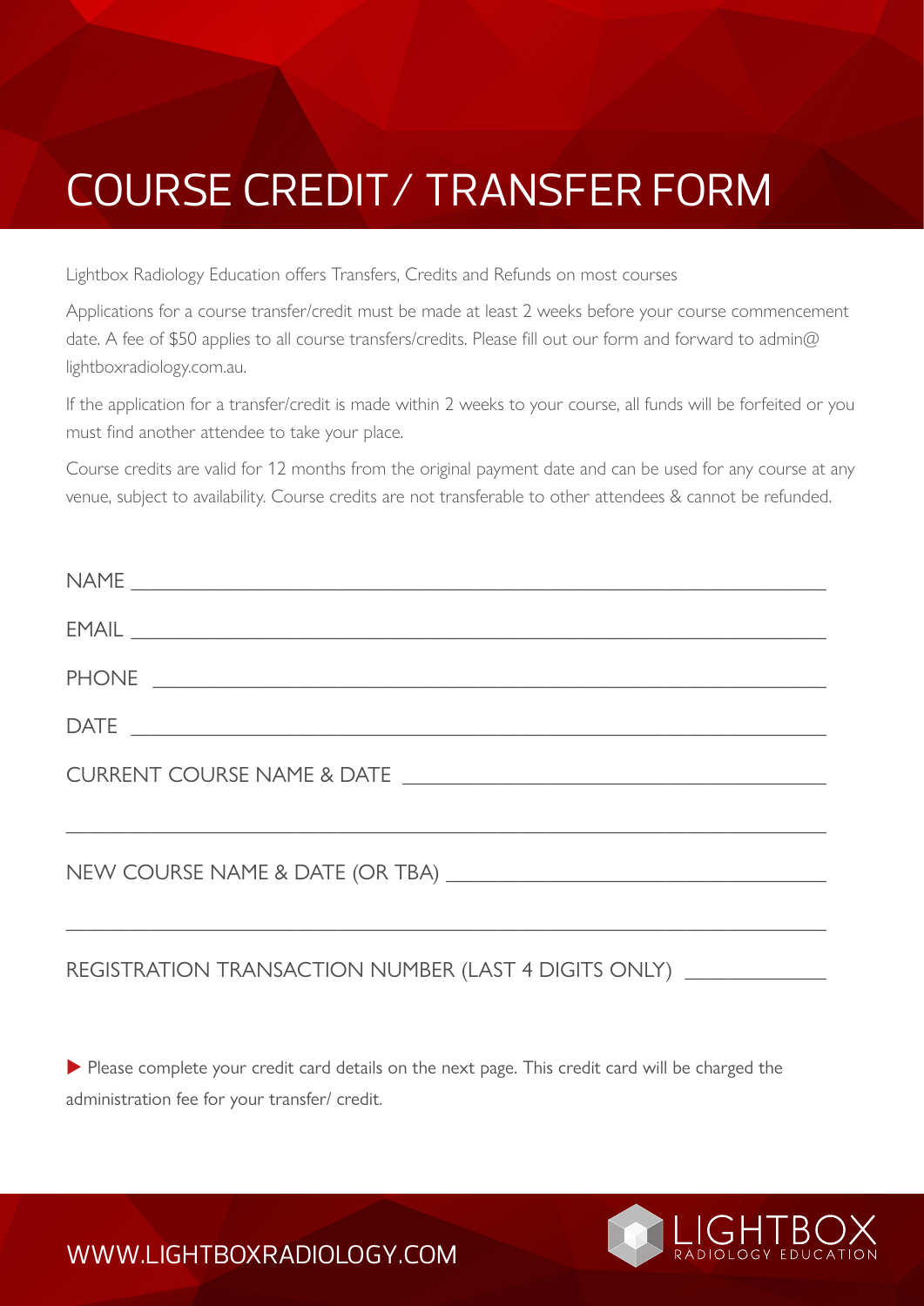# COURSE CREDIT / TRANSFER FORM

Lightbox Radiology Education offers Transfers, Credits and Refunds on most courses

Applications for a course transfer/credit must be made at least 2 weeks before your course commencement date. A fee of $50 applies to all course transfers/credits. Please fill out our form and forward to admin@lightboxradiology.com.au.

If the application for a transfer/credit is made within 2 weeks to your course, all funds will be forfeited or you must find another attendee to take your place.

Course credits are valid for 12 months from the original payment date and can be used for any course at any venue, subject to availability. Course credits are not transferable to other attendees & cannot be refunded.

NAME ___________________________________________________________

EMAIL ___________________________________________________________

PHONE ___________________________________________________________

DATE ___________________________________________________________

CURRENT COURSE NAME & DATE ______________________________________

_________________________________________________________________

NEW COURSE NAME & DATE (OR TBA) __________________________________

_________________________________________________________________

REGISTRATION TRANSACTION NUMBER (LAST 4 DIGITS ONLY) ____________

▶ Please complete your credit card details on the next page. This credit card will be charged the administration fee for your transfer/ credit.

WWW.LIGHTBOXRADIOLOGY.COM

LIGHTBOX RADIOLOGY EDUCATION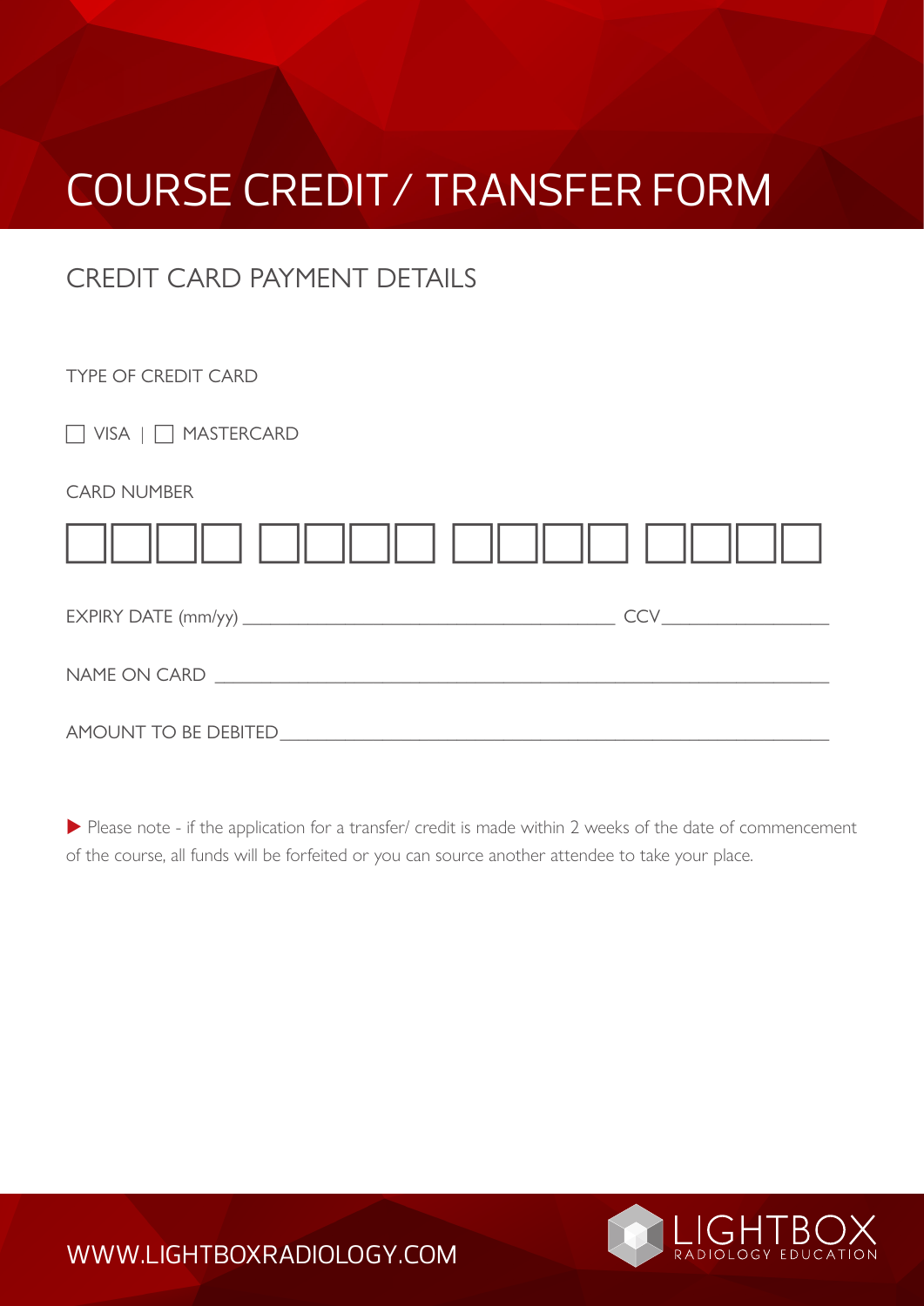# COURSE CREDIT / TRANSFER FORM

## CREDIT CARD PAYMENT DETAILS

TYPE OF CREDIT CARD

☐ VISA | ☐ MASTERCARD

CARD NUMBER

☐☐☐☐ ☐☐☐☐ ☐☐☐☐ ☐☐☐☐

EXPIRY DATE (mm/yy) ______________________________ CCV ______________

NAME ON CARD ____________________________________________________

AMOUNT TO BE DEBITED ______________________________________________

▶ Please note - if the application for a transfer/ credit is made within 2 weeks of the date of commencement of the course, all funds will be forfeited or you can source another attendee to take your place.

WWW.LIGHTBOXRADIOLOGY.COM

LIGHTBOX RADIOLOGY EDUCATION